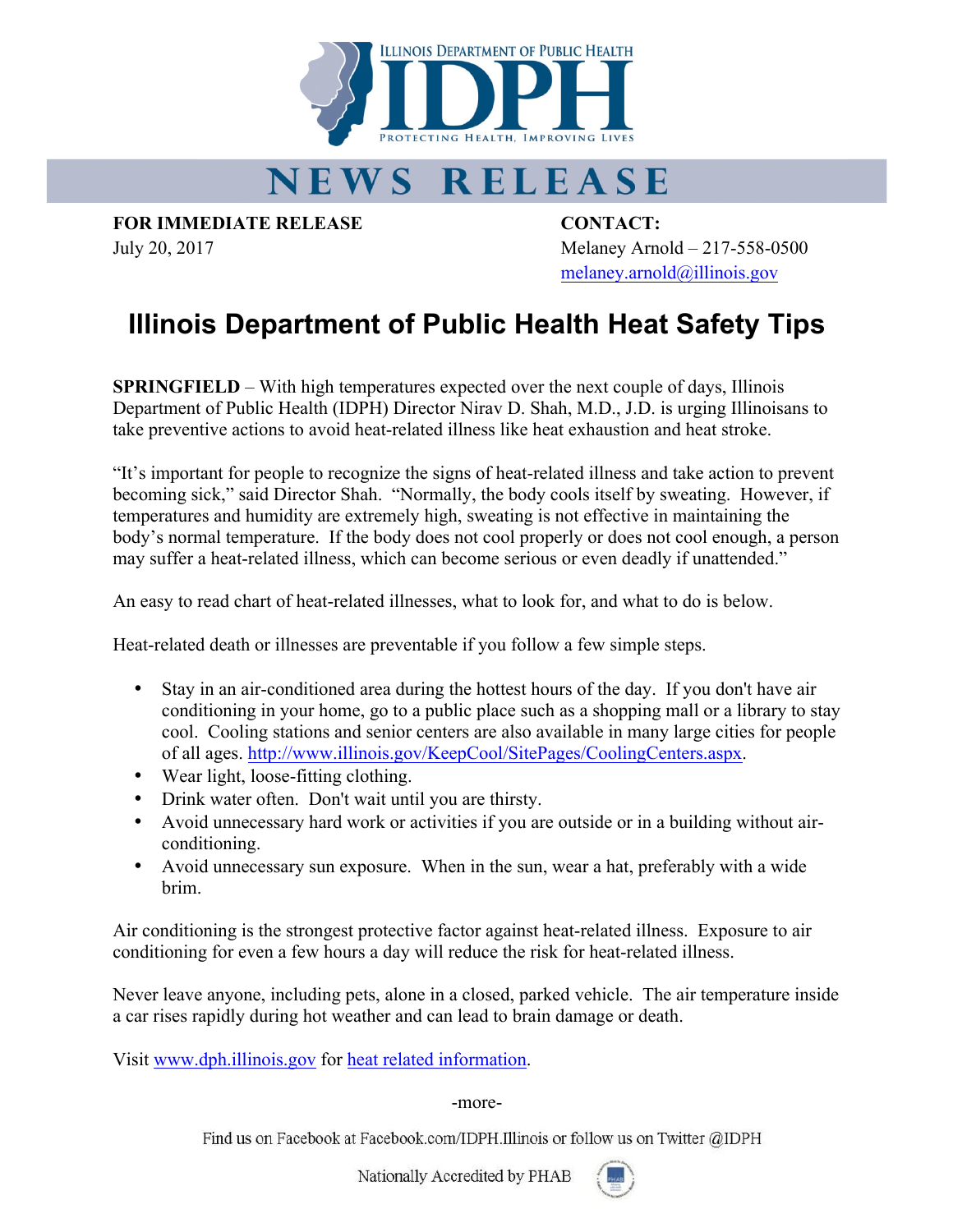ILLINOIS DEPARTMENT OF PUBLIC HEALTH

IDPH

PROTECTING HEALTH, IMPROVING LIVES

# NEWS RELEASE

**FOR IMMEDIATE RELEASE**
July 20, 2017

**CONTACT:**
Melaney Arnold – 217-558-0500
melaney.arnold@illinois.gov

## Illinois Department of Public Health Heat Safety Tips

**SPRINGFIELD** – With high temperatures expected over the next couple of days, Illinois Department of Public Health (IDPH) Director Nirav D. Shah, M.D., J.D. is urging Illinoisans to take preventive actions to avoid heat-related illness like heat exhaustion and heat stroke.

"It's important for people to recognize the signs of heat-related illness and take action to prevent becoming sick," said Director Shah. "Normally, the body cools itself by sweating. However, if temperatures and humidity are extremely high, sweating is not effective in maintaining the body's normal temperature. If the body does not cool properly or does not cool enough, a person may suffer a heat-related illness, which can become serious or even deadly if unattended."

An easy to read chart of heat-related illnesses, what to look for, and what to do is below.

Heat-related death or illnesses are preventable if you follow a few simple steps.

- Stay in an air-conditioned area during the hottest hours of the day. If you don't have air conditioning in your home, go to a public place such as a shopping mall or a library to stay cool. Cooling stations and senior centers are also available in many large cities for people of all ages. http://www.illinois.gov/KeepCool/SitePages/CoolingCenters.aspx.
- Wear light, loose-fitting clothing.
- Drink water often. Don't wait until you are thirsty.
- Avoid unnecessary hard work or activities if you are outside or in a building without air-conditioning.
- Avoid unnecessary sun exposure. When in the sun, wear a hat, preferably with a wide brim.

Air conditioning is the strongest protective factor against heat-related illness. Exposure to air conditioning for even a few hours a day will reduce the risk for heat-related illness.

Never leave anyone, including pets, alone in a closed, parked vehicle. The air temperature inside a car rises rapidly during hot weather and can lead to brain damage or death.

Visit www.dph.illinois.gov for heat related information.

-more-

Find us on Facebook at Facebook.com/IDPH.Illinois or follow us on Twitter @IDPH

Nationally Accredited by PHAB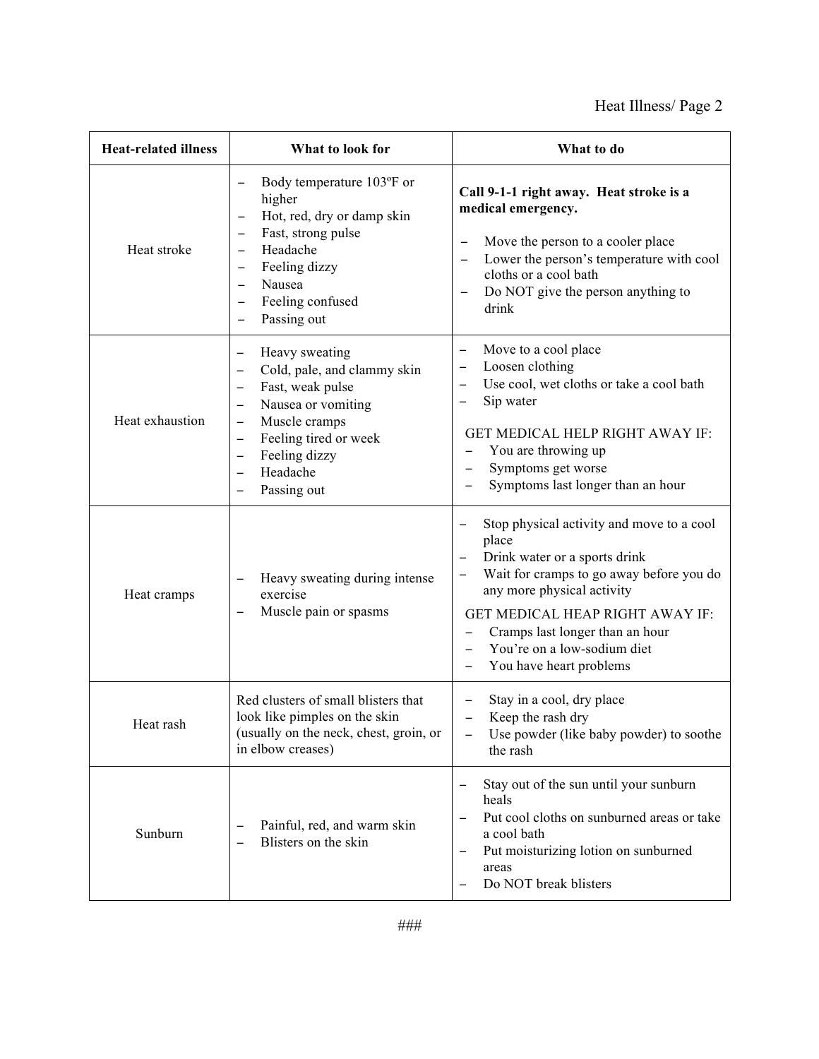| Heat-related illness | What to look for | What to do |
|---|---|---|
| Heat stroke | – Body temperature 103ºF or higher<br>– Hot, red, dry or damp skin<br>– Fast, strong pulse<br>– Headache<br>– Feeling dizzy<br>– Nausea<br>– Feeling confused<br>– Passing out | **Call 9-1-1 right away. Heat stroke is a medical emergency.**<br><br>– Move the person to a cooler place<br>– Lower the person's temperature with cool cloths or a cool bath<br>– Do NOT give the person anything to drink |
| Heat exhaustion | – Heavy sweating<br>– Cold, pale, and clammy skin<br>– Fast, weak pulse<br>– Nausea or vomiting<br>– Muscle cramps<br>– Feeling tired or week<br>– Feeling dizzy<br>– Headache<br>– Passing out | – Move to a cool place<br>– Loosen clothing<br>– Use cool, wet cloths or take a cool bath<br>– Sip water<br><br>GET MEDICAL HELP RIGHT AWAY IF:<br>– You are throwing up<br>– Symptoms get worse<br>– Symptoms last longer than an hour |
| Heat cramps | – Heavy sweating during intense exercise<br>– Muscle pain or spasms | – Stop physical activity and move to a cool place<br>– Drink water or a sports drink<br>– Wait for cramps to go away before you do any more physical activity<br><br>GET MEDICAL HEAP RIGHT AWAY IF:<br>– Cramps last longer than an hour<br>– You're on a low-sodium diet<br>– You have heart problems |
| Heat rash | Red clusters of small blisters that look like pimples on the skin (usually on the neck, chest, groin, or in elbow creases) | – Stay in a cool, dry place<br>– Keep the rash dry<br>– Use powder (like baby powder) to soothe the rash |
| Sunburn | – Painful, red, and warm skin<br>– Blisters on the skin | – Stay out of the sun until your sunburn heals<br>– Put cool cloths on sunburned areas or take a cool bath<br>– Put moisturizing lotion on sunburned areas<br>– Do NOT break blisters |

###